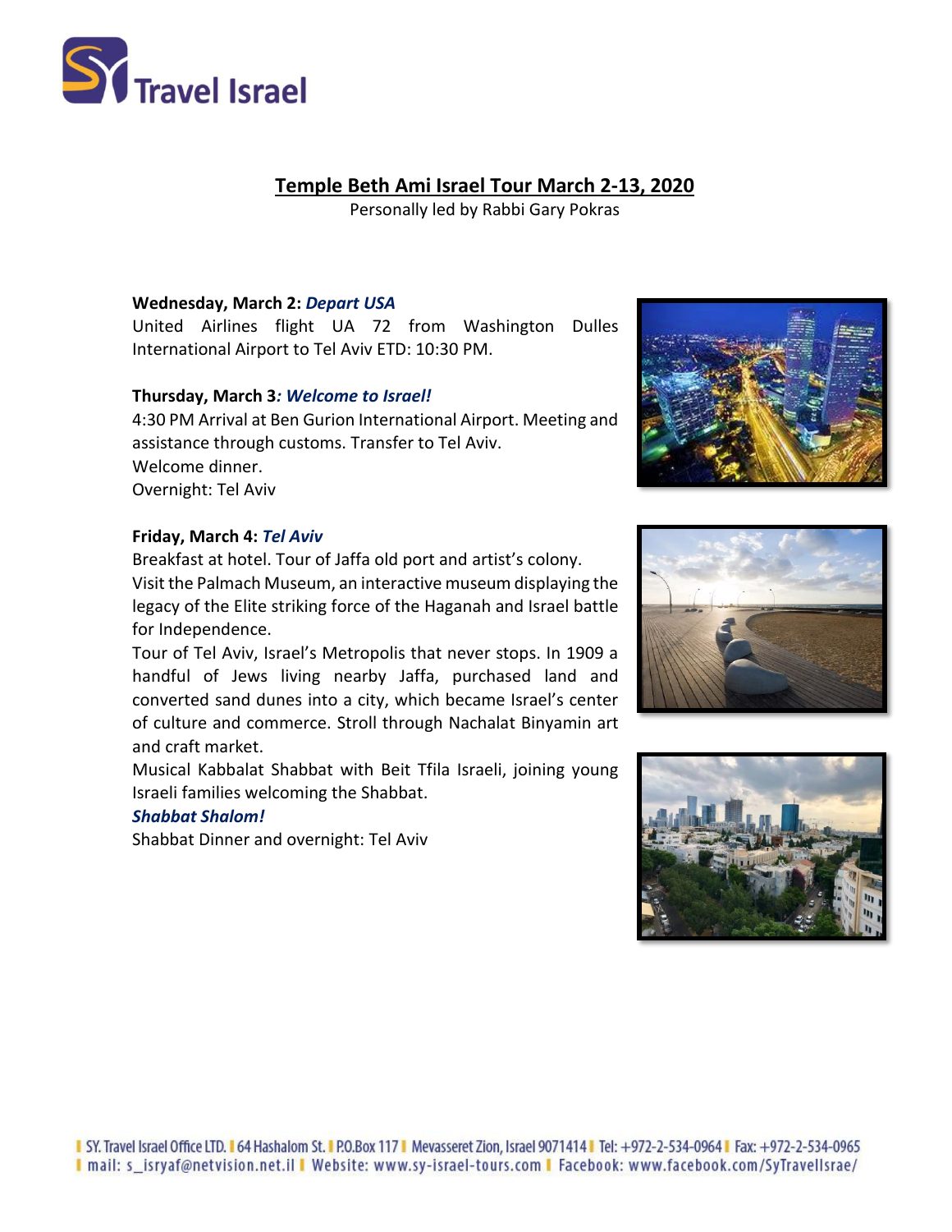# Temple Beth Ami Israel Tour March 2-13, 2020

Personally led by Rabbi Gary Pokras

**Wednesday, March 2:** ***Depart USA***

United Airlines flight UA 72 from Washington Dulles International Airport to Tel Aviv ETD: 10:30 PM.

**Thursday, March 3*****: Welcome to Israel!***

4:30 PM Arrival at Ben Gurion International Airport. Meeting and assistance through customs. Transfer to Tel Aviv.
Welcome dinner.
Overnight: Tel Aviv

**Friday, March 4:** ***Tel Aviv***

Breakfast at hotel. Tour of Jaffa old port and artist's colony.
Visit the Palmach Museum, an interactive museum displaying the legacy of the Elite striking force of the Haganah and Israel battle for Independence.
Tour of Tel Aviv, Israel's Metropolis that never stops. In 1909 a handful of Jews living nearby Jaffa, purchased land and converted sand dunes into a city, which became Israel's center of culture and commerce. Stroll through Nachalat Binyamin art and craft market.
Musical Kabbalat Shabbat with Beit Tfila Israeli, joining young Israeli families welcoming the Shabbat.

***Shabbat Shalom!***

Shabbat Dinner and overnight: Tel Aviv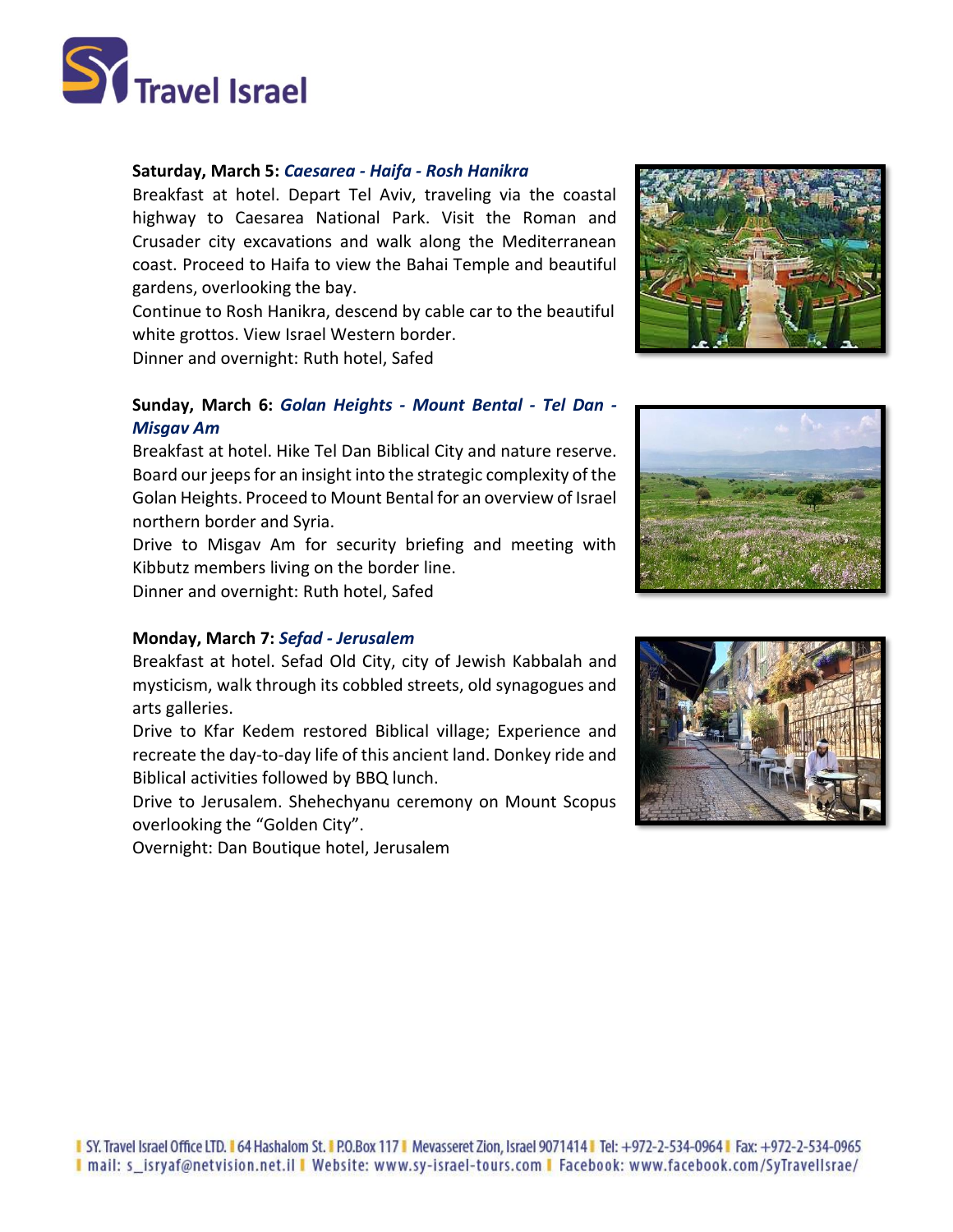**Saturday, March 5:** ***Caesarea - Haifa - Rosh Hanikra***

Breakfast at hotel. Depart Tel Aviv, traveling via the coastal highway to Caesarea National Park. Visit the Roman and Crusader city excavations and walk along the Mediterranean coast. Proceed to Haifa to view the Bahai Temple and beautiful gardens, overlooking the bay.

Continue to Rosh Hanikra, descend by cable car to the beautiful white grottos. View Israel Western border.

Dinner and overnight: Ruth hotel, Safed

**Sunday, March 6:** ***Golan Heights - Mount Bental - Tel Dan - Misgav Am***

Breakfast at hotel. Hike Tel Dan Biblical City and nature reserve. Board our jeeps for an insight into the strategic complexity of the Golan Heights. Proceed to Mount Bental for an overview of Israel northern border and Syria.

Drive to Misgav Am for security briefing and meeting with Kibbutz members living on the border line.

Dinner and overnight: Ruth hotel, Safed

**Monday, March 7:** ***Sefad - Jerusalem***

Breakfast at hotel. Sefad Old City, city of Jewish Kabbalah and mysticism, walk through its cobbled streets, old synagogues and arts galleries.

Drive to Kfar Kedem restored Biblical village; Experience and recreate the day-to-day life of this ancient land. Donkey ride and Biblical activities followed by BBQ lunch.

Drive to Jerusalem. Shehechyanu ceremony on Mount Scopus overlooking the "Golden City".

Overnight: Dan Boutique hotel, Jerusalem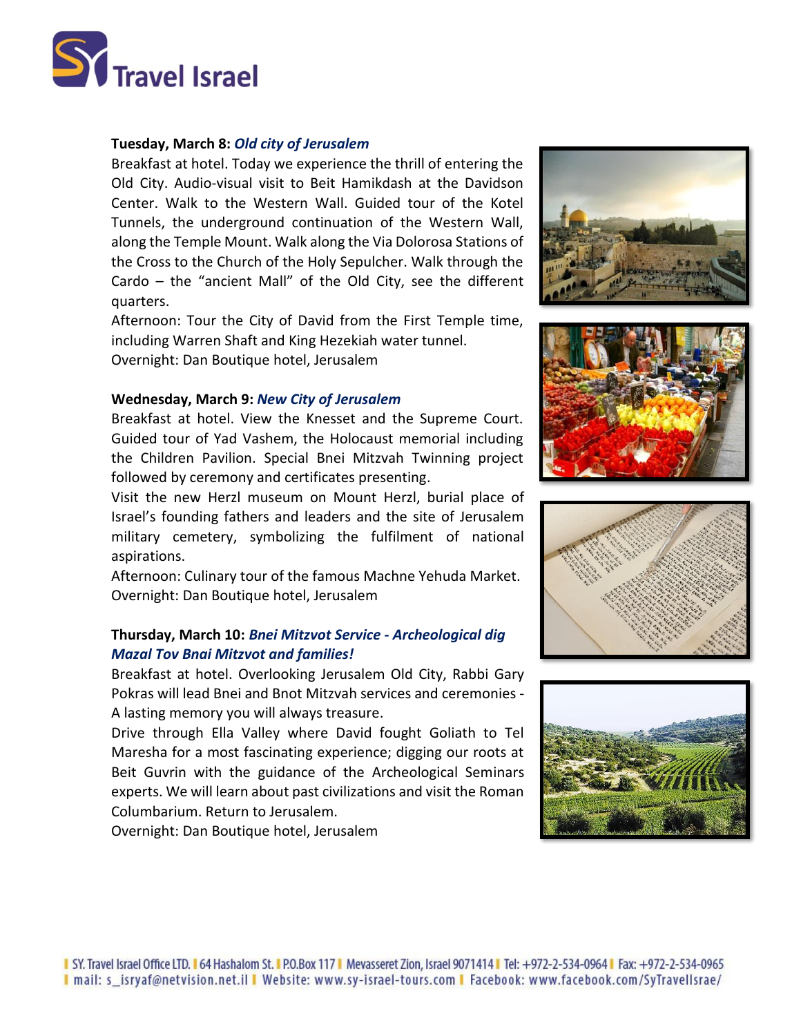**Tuesday, March 8:** ***Old city of Jerusalem***

Breakfast at hotel. Today we experience the thrill of entering the Old City. Audio-visual visit to Beit Hamikdash at the Davidson Center. Walk to the Western Wall. Guided tour of the Kotel Tunnels, the underground continuation of the Western Wall, along the Temple Mount. Walk along the Via Dolorosa Stations of the Cross to the Church of the Holy Sepulcher. Walk through the Cardo – the "ancient Mall" of the Old City, see the different quarters.

Afternoon: Tour the City of David from the First Temple time, including Warren Shaft and King Hezekiah water tunnel.

Overnight: Dan Boutique hotel, Jerusalem

**Wednesday, March 9:** ***New City of Jerusalem***

Breakfast at hotel. View the Knesset and the Supreme Court. Guided tour of Yad Vashem, the Holocaust memorial including the Children Pavilion. Special Bnei Mitzvah Twinning project followed by ceremony and certificates presenting.

Visit the new Herzl museum on Mount Herzl, burial place of Israel's founding fathers and leaders and the site of Jerusalem military cemetery, symbolizing the fulfilment of national aspirations.

Afternoon: Culinary tour of the famous Machne Yehuda Market.

Overnight: Dan Boutique hotel, Jerusalem

**Thursday, March 10:** ***Bnei Mitzvot Service - Archeological dig***
***Mazal Tov Bnai Mitzvot and families!***

Breakfast at hotel. Overlooking Jerusalem Old City, Rabbi Gary Pokras will lead Bnei and Bnot Mitzvah services and ceremonies - A lasting memory you will always treasure.

Drive through Ella Valley where David fought Goliath to Tel Maresha for a most fascinating experience; digging our roots at Beit Guvrin with the guidance of the Archeological Seminars experts. We will learn about past civilizations and visit the Roman Columbarium. Return to Jerusalem.

Overnight: Dan Boutique hotel, Jerusalem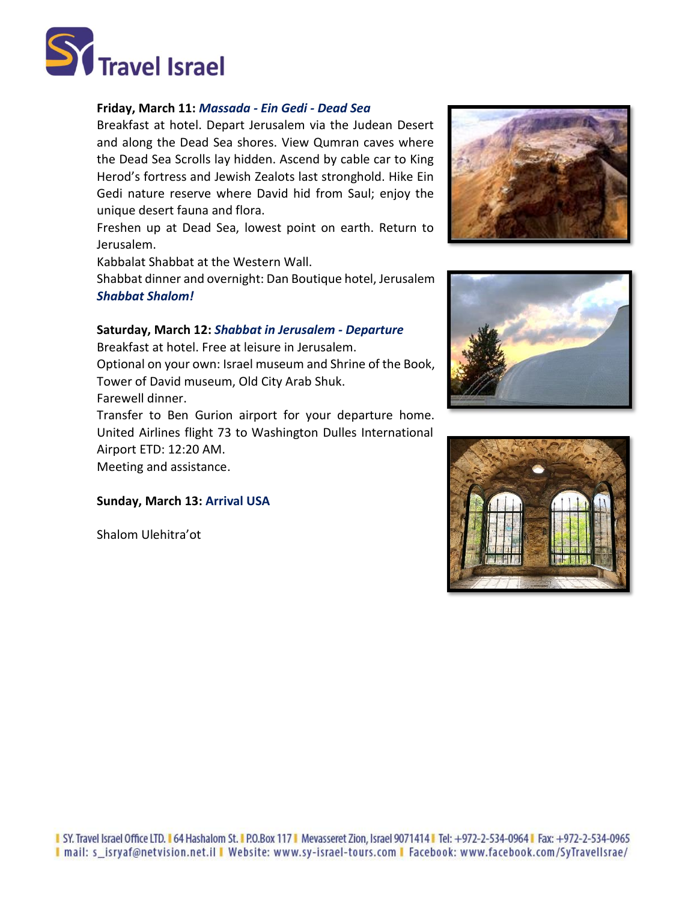**Friday, March 11:** ***Massada - Ein Gedi - Dead Sea***

Breakfast at hotel. Depart Jerusalem via the Judean Desert and along the Dead Sea shores. View Qumran caves where the Dead Sea Scrolls lay hidden. Ascend by cable car to King Herod's fortress and Jewish Zealots last stronghold. Hike Ein Gedi nature reserve where David hid from Saul; enjoy the unique desert fauna and flora.

Freshen up at Dead Sea, lowest point on earth. Return to Jerusalem.

Kabbalat Shabbat at the Western Wall.

Shabbat dinner and overnight: Dan Boutique hotel, Jerusalem

***Shabbat Shalom!***

**Saturday, March 12:** ***Shabbat in Jerusalem - Departure***

Breakfast at hotel. Free at leisure in Jerusalem.

Optional on your own: Israel museum and Shrine of the Book, Tower of David museum, Old City Arab Shuk.

Farewell dinner.

Transfer to Ben Gurion airport for your departure home. United Airlines flight 73 to Washington Dulles International Airport ETD: 12:20 AM.

Meeting and assistance.

**Sunday, March 13: Arrival USA**

Shalom Ulehitra'ot